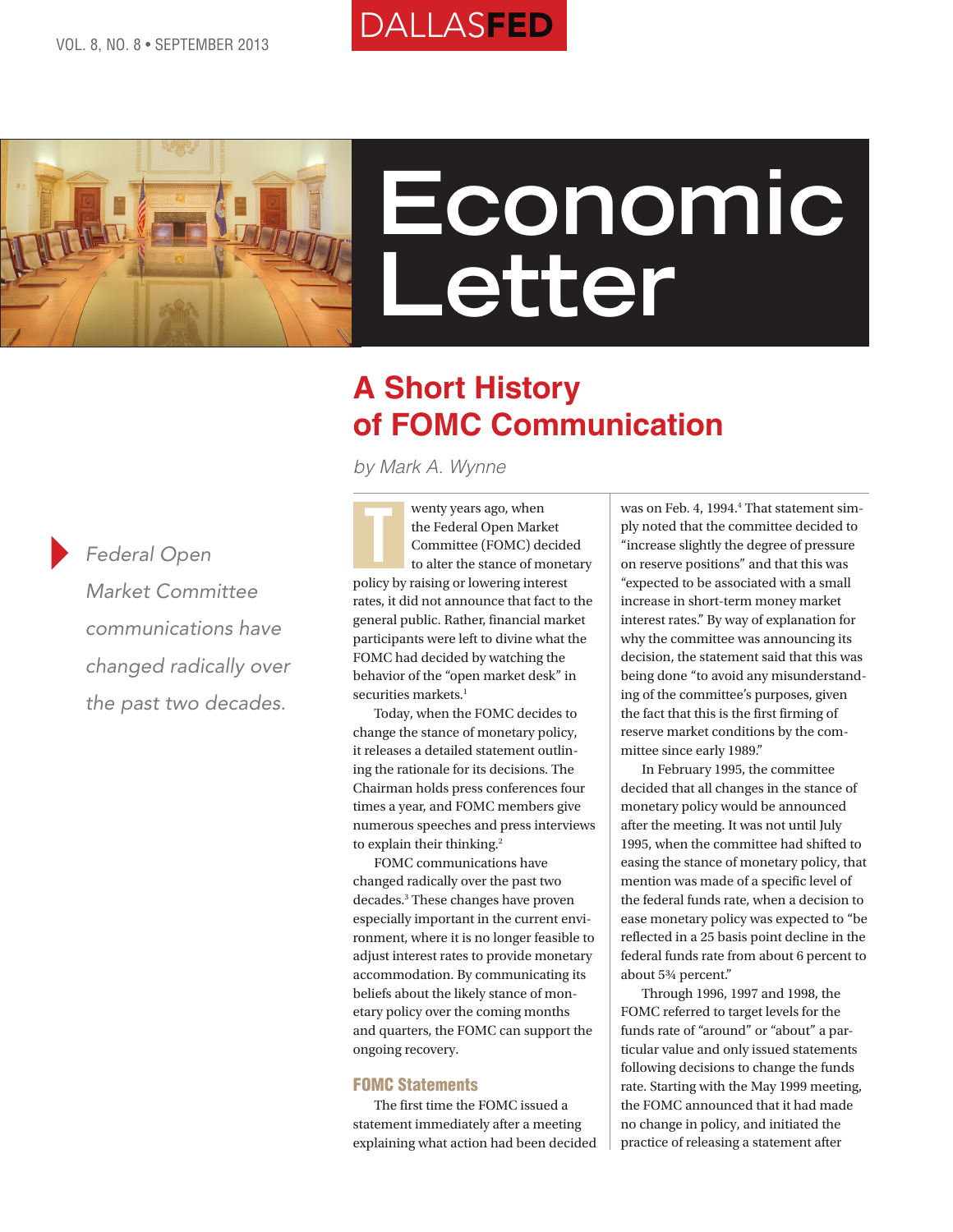# A Short History of FOMC Communication

*by Mark A. Wynne*

*Federal Open Market Committee communications have changed radically over the past two decades.*

Twenty years ago, when the Federal Open Market Committee (FOMC) decided to alter the stance of monetary policy by raising or lowering interest rates, it did not announce that fact to the general public. Rather, financial market participants were left to divine what the FOMC had decided by watching the behavior of the "open market desk" in securities markets.[1]

Today, when the FOMC decides to change the stance of monetary policy, it releases a detailed statement outlining the rationale for its decisions. The Chairman holds press conferences four times a year, and FOMC members give numerous speeches and press interviews to explain their thinking.[2]

FOMC communications have changed radically over the past two decades.[3] These changes have proven especially important in the current environment, where it is no longer feasible to adjust interest rates to provide monetary accommodation. By communicating its beliefs about the likely stance of monetary policy over the coming months and quarters, the FOMC can support the ongoing recovery.

## FOMC Statements

The first time the FOMC issued a statement immediately after a meeting explaining what action had been decided was on Feb. 4, 1994.[4] That statement simply noted that the committee decided to "increase slightly the degree of pressure on reserve positions" and that this was "expected to be associated with a small increase in short-term money market interest rates." By way of explanation for why the committee was announcing its decision, the statement said that this was being done "to avoid any misunderstanding of the committee's purposes, given the fact that this is the first firming of reserve market conditions by the committee since early 1989."

In February 1995, the committee decided that all changes in the stance of monetary policy would be announced after the meeting. It was not until July 1995, when the committee had shifted to easing the stance of monetary policy, that mention was made of a specific level of the federal funds rate, when a decision to ease monetary policy was expected to "be reflected in a 25 basis point decline in the federal funds rate from about 6 percent to about 5¾ percent."

Through 1996, 1997 and 1998, the FOMC referred to target levels for the funds rate of "around" or "about" a particular value and only issued statements following decisions to change the funds rate. Starting with the May 1999 meeting, the FOMC announced that it had made no change in policy, and initiated the practice of releasing a statement after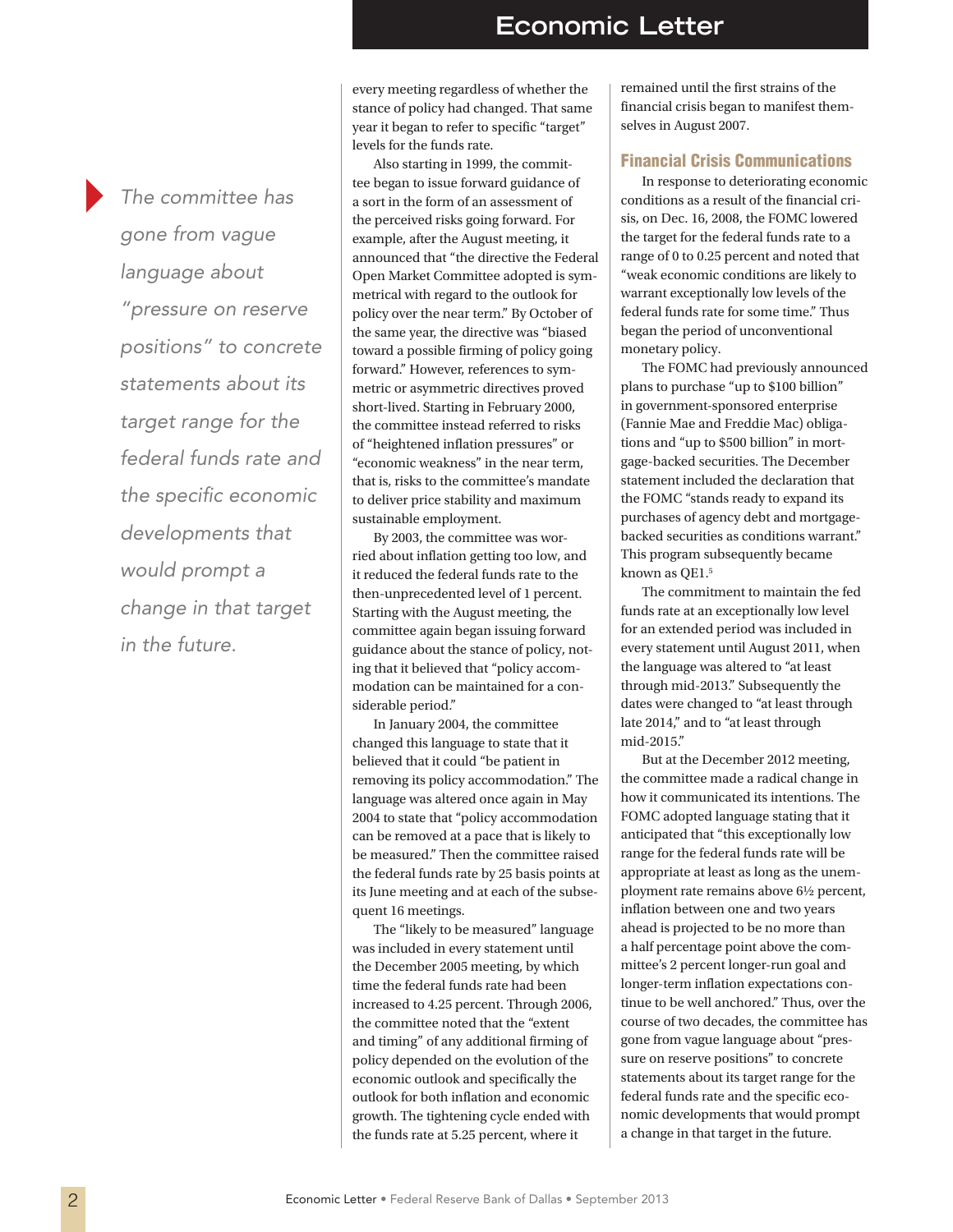every meeting regardless of whether the stance of policy had changed. That same year it began to refer to specific "target" levels for the funds rate.

Also starting in 1999, the committee began to issue forward guidance of a sort in the form of an assessment of the perceived risks going forward. For example, after the August meeting, it announced that "the directive the Federal Open Market Committee adopted is symmetrical with regard to the outlook for policy over the near term." By October of the same year, the directive was "biased toward a possible firming of policy going forward." However, references to symmetric or asymmetric directives proved short-lived. Starting in February 2000, the committee instead referred to risks of "heightened inflation pressures" or "economic weakness" in the near term, that is, risks to the committee's mandate to deliver price stability and maximum sustainable employment.

By 2003, the committee was worried about inflation getting too low, and it reduced the federal funds rate to the then-unprecedented level of 1 percent. Starting with the August meeting, the committee again began issuing forward guidance about the stance of policy, noting that it believed that "policy accommodation can be maintained for a considerable period."

In January 2004, the committee changed this language to state that it believed that it could "be patient in removing its policy accommodation." The language was altered once again in May 2004 to state that "policy accommodation can be removed at a pace that is likely to be measured." Then the committee raised the federal funds rate by 25 basis points at its June meeting and at each of the subsequent 16 meetings.

The "likely to be measured" language was included in every statement until the December 2005 meeting, by which time the federal funds rate had been increased to 4.25 percent. Through 2006, the committee noted that the "extent and timing" of any additional firming of policy depended on the evolution of the economic outlook and specifically the outlook for both inflation and economic growth. The tightening cycle ended with the funds rate at 5.25 percent, where it remained until the first strains of the financial crisis began to manifest themselves in August 2007.

*The committee has gone from vague language about "pressure on reserve positions" to concrete statements about its target range for the federal funds rate and the specific economic developments that would prompt a change in that target in the future.*

## Financial Crisis Communications

In response to deteriorating economic conditions as a result of the financial crisis, on Dec. 16, 2008, the FOMC lowered the target for the federal funds rate to a range of 0 to 0.25 percent and noted that "weak economic conditions are likely to warrant exceptionally low levels of the federal funds rate for some time." Thus began the period of unconventional monetary policy.

The FOMC had previously announced plans to purchase "up to \$100 billion" in government-sponsored enterprise (Fannie Mae and Freddie Mac) obligations and "up to \$500 billion" in mortgage-backed securities. The December statement included the declaration that the FOMC "stands ready to expand its purchases of agency debt and mortgage-backed securities as conditions warrant." This program subsequently became known as QE1.[5]

The commitment to maintain the fed funds rate at an exceptionally low level for an extended period was included in every statement until August 2011, when the language was altered to "at least through mid-2013." Subsequently the dates were changed to "at least through late 2014," and to "at least through mid-2015."

But at the December 2012 meeting, the committee made a radical change in how it communicated its intentions. The FOMC adopted language stating that it anticipated that "this exceptionally low range for the federal funds rate will be appropriate at least as long as the unemployment rate remains above 6½ percent, inflation between one and two years ahead is projected to be no more than a half percentage point above the committee's 2 percent longer-run goal and longer-term inflation expectations continue to be well anchored." Thus, over the course of two decades, the committee has gone from vague language about "pressure on reserve positions" to concrete statements about its target range for the federal funds rate and the specific economic developments that would prompt a change in that target in the future.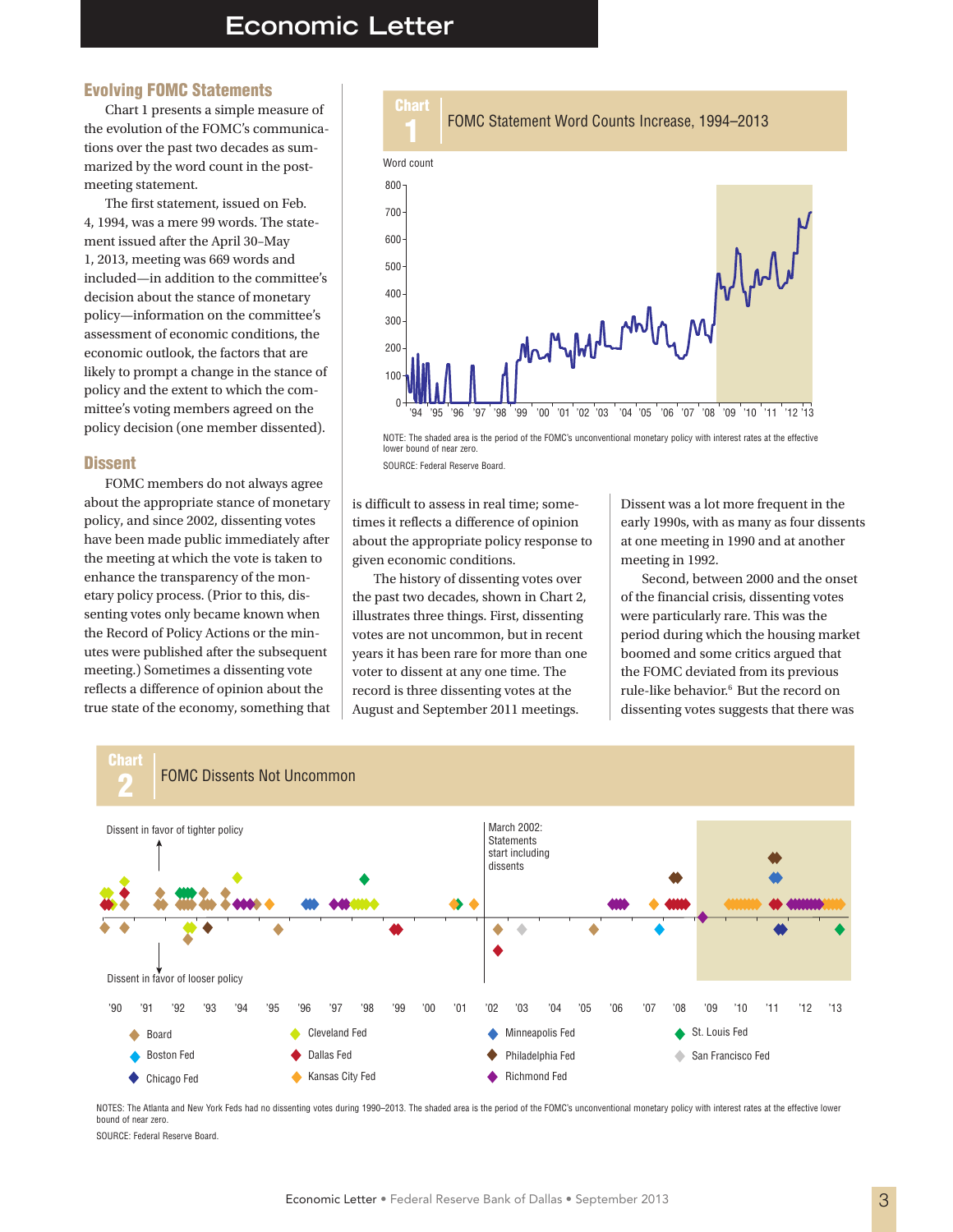## Evolving FOMC Statements

Chart 1 presents a simple measure of the evolution of the FOMC's communications over the past two decades as summarized by the word count in the post-meeting statement.

The first statement, issued on Feb. 4, 1994, was a mere 99 words. The statement issued after the April 30–May 1, 2013, meeting was 669 words and included—in addition to the committee's decision about the stance of monetary policy—information on the committee's assessment of economic conditions, the economic outlook, the factors that are likely to prompt a change in the stance of policy and the extent to which the committee's voting members agreed on the policy decision (one member dissented).

**Chart 1**
**FOMC Statement Word Counts Increase, 1994–2013**

NOTE: The shaded area is the period of the FOMC's unconventional monetary policy with interest rates at the effective lower bound of near zero.

SOURCE: Federal Reserve Board.

## Dissent

FOMC members do not always agree about the appropriate stance of monetary policy, and since 2002, dissenting votes have been made public immediately after the meeting at which the vote is taken to enhance the transparency of the monetary policy process. (Prior to this, dissenting votes only became known when the Record of Policy Actions or the minutes were published after the subsequent meeting.) Sometimes a dissenting vote reflects a difference of opinion about the true state of the economy, something that is difficult to assess in real time; sometimes it reflects a difference of opinion about the appropriate policy response to given economic conditions.

The history of dissenting votes over the past two decades, shown in Chart 2, illustrates three things. First, dissenting votes are not uncommon, but in recent years it has been rare for more than one voter to dissent at any one time. The record is three dissenting votes at the August and September 2011 meetings. Dissent was a lot more frequent in the early 1990s, with as many as four dissents at one meeting in 1990 and at another meeting in 1992.

Second, between 2000 and the onset of the financial crisis, dissenting votes were particularly rare. This was the period during which the housing market boomed and some critics argued that the FOMC deviated from its previous rule-like behavior.[6] But the record on dissenting votes suggests that there was

**Chart 2**
**FOMC Dissents Not Uncommon**

NOTES: The Atlanta and New York Feds had no dissenting votes during 1990–2013. The shaded area is the period of the FOMC's unconventional monetary policy with interest rates at the effective lower bound of near zero.

SOURCE: Federal Reserve Board.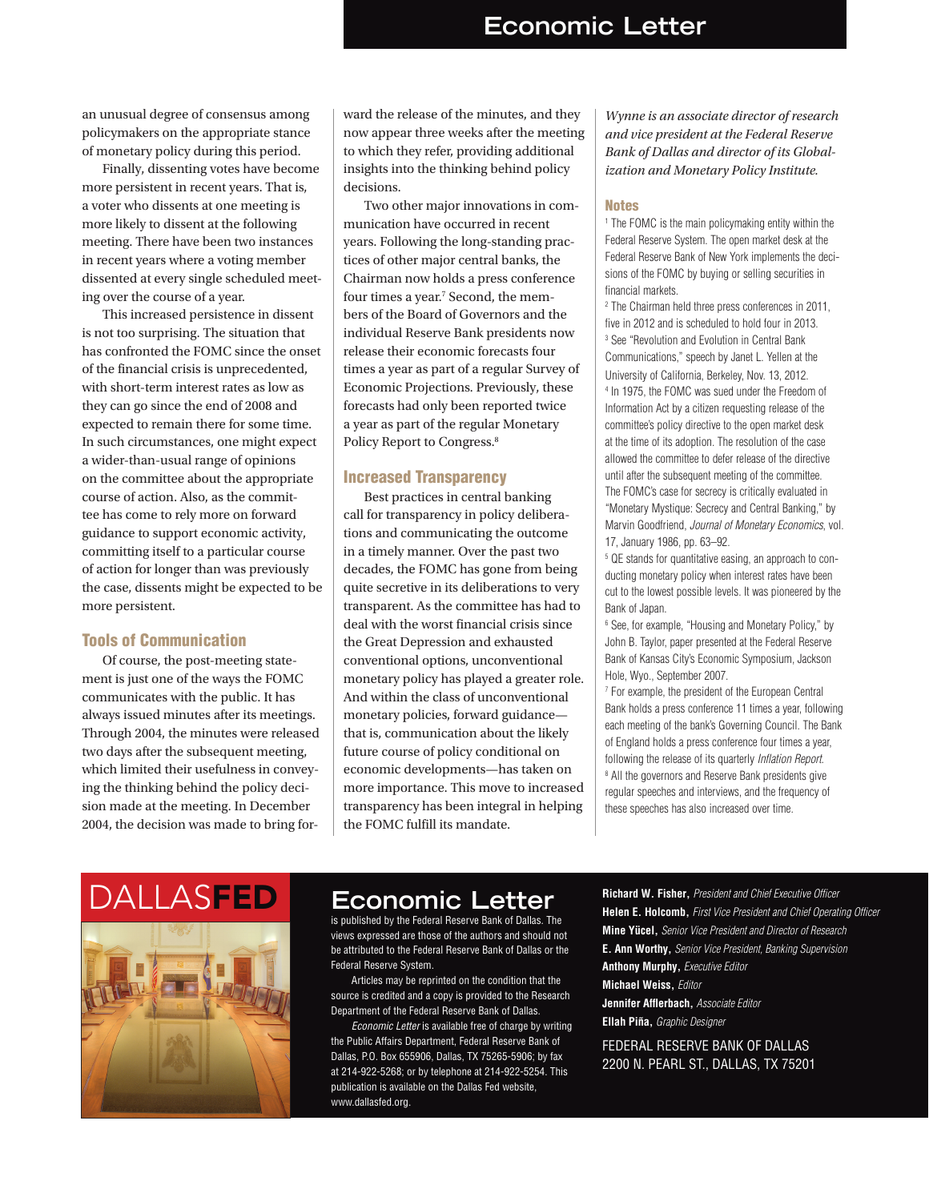an unusual degree of consensus among policymakers on the appropriate stance of monetary policy during this period.

Finally, dissenting votes have become more persistent in recent years. That is, a voter who dissents at one meeting is more likely to dissent at the following meeting. There have been two instances in recent years where a voting member dissented at every single scheduled meeting over the course of a year.

This increased persistence in dissent is not too surprising. The situation that has confronted the FOMC since the onset of the financial crisis is unprecedented, with short-term interest rates as low as they can go since the end of 2008 and expected to remain there for some time. In such circumstances, one might expect a wider-than-usual range of opinions on the committee about the appropriate course of action. Also, as the committee has come to rely more on forward guidance to support economic activity, committing itself to a particular course of action for longer than was previously the case, dissents might be expected to be more persistent.

## Tools of Communication

Of course, the post-meeting statement is just one of the ways the FOMC communicates with the public. It has always issued minutes after its meetings. Through 2004, the minutes were released two days after the subsequent meeting, which limited their usefulness in conveying the thinking behind the policy decision made at the meeting. In December 2004, the decision was made to bring forward the release of the minutes, and they now appear three weeks after the meeting to which they refer, providing additional insights into the thinking behind policy decisions.

Two other major innovations in communication have occurred in recent years. Following the long-standing practices of other major central banks, the Chairman now holds a press conference four times a year.[7] Second, the members of the Board of Governors and the individual Reserve Bank presidents now release their economic forecasts four times a year as part of a regular Survey of Economic Projections. Previously, these forecasts had only been reported twice a year as part of the regular Monetary Policy Report to Congress.[8]

## Increased Transparency

Best practices in central banking call for transparency in policy deliberations and communicating the outcome in a timely manner. Over the past two decades, the FOMC has gone from being quite secretive in its deliberations to very transparent. As the committee has had to deal with the worst financial crisis since the Great Depression and exhausted conventional options, unconventional monetary policy has played a greater role. And within the class of unconventional monetary policies, forward guidance—that is, communication about the likely future course of policy conditional on economic developments—has taken on more importance. This move to increased transparency has been integral in helping the FOMC fulfill its mandate.

*Wynne is an associate director of research and vice president at the Federal Reserve Bank of Dallas and director of its Globalization and Monetary Policy Institute.*

## Notes

[1] The FOMC is the main policymaking entity within the Federal Reserve System. The open market desk at the Federal Reserve Bank of New York implements the decisions of the FOMC by buying or selling securities in financial markets.

[2] The Chairman held three press conferences in 2011, five in 2012 and is scheduled to hold four in 2013.

[3] See "Revolution and Evolution in Central Bank Communications," speech by Janet L. Yellen at the University of California, Berkeley, Nov. 13, 2012.

[4] In 1975, the FOMC was sued under the Freedom of Information Act by a citizen requesting release of the committee's policy directive to the open market desk at the time of its adoption. The resolution of the case allowed the committee to defer release of the directive until after the subsequent meeting of the committee. The FOMC's case for secrecy is critically evaluated in "Monetary Mystique: Secrecy and Central Banking," by Marvin Goodfriend, *Journal of Monetary Economics*, vol. 17, January 1986, pp. 63–92.

[5] QE stands for quantitative easing, an approach to conducting monetary policy when interest rates have been cut to the lowest possible levels. It was pioneered by the Bank of Japan.

[6] See, for example, "Housing and Monetary Policy," by John B. Taylor, paper presented at the Federal Reserve Bank of Kansas City's Economic Symposium, Jackson Hole, Wyo., September 2007.

[7] For example, the president of the European Central Bank holds a press conference 11 times a year, following each meeting of the bank's Governing Council. The Bank of England holds a press conference four times a year, following the release of its quarterly *Inflation Report*.

[8] All the governors and Reserve Bank presidents give regular speeches and interviews, and the frequency of these speeches has also increased over time.

DALLASFED

# Economic Letter

is published by the Federal Reserve Bank of Dallas. The views expressed are those of the authors and should not be attributed to the Federal Reserve Bank of Dallas or the Federal Reserve System.

Articles may be reprinted on the condition that the source is credited and a copy is provided to the Research Department of the Federal Reserve Bank of Dallas.

*Economic Letter* is available free of charge by writing the Public Affairs Department, Federal Reserve Bank of Dallas, P.O. Box 655906, Dallas, TX 75265-5906; by fax at 214-922-5268; or by telephone at 214-922-5254. This publication is available on the Dallas Fed website, www.dallasfed.org.

**Richard W. Fisher,** *President and Chief Executive Officer*
**Helen E. Holcomb,** *First Vice President and Chief Operating Officer*
**Mine Yücel,** *Senior Vice President and Director of Research*
**E. Ann Worthy,** *Senior Vice President, Banking Supervision*
**Anthony Murphy,** *Executive Editor*
**Michael Weiss,** *Editor*
**Jennifer Afflerbach,** *Associate Editor*
**Ellah Piña,** *Graphic Designer*

FEDERAL RESERVE BANK OF DALLAS
2200 N. PEARL ST., DALLAS, TX 75201